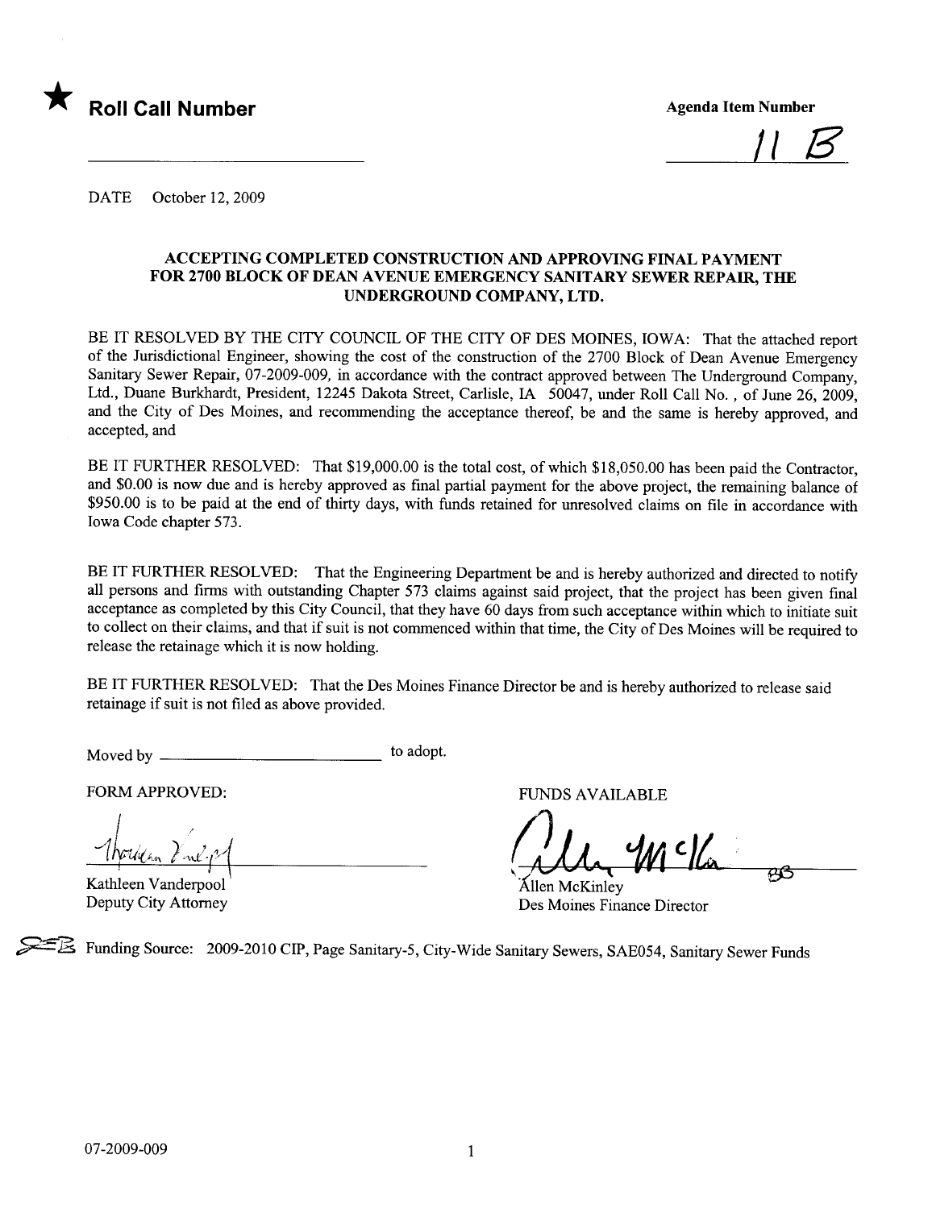★ **Roll Call Number**

_______________________________

**Agenda Item Number**

11 B

DATE October 12, 2009

**ACCEPTING COMPLETED CONSTRUCTION AND APPROVING FINAL PAYMENT FOR 2700 BLOCK OF DEAN AVENUE EMERGENCY SANITARY SEWER REPAIR, THE UNDERGROUND COMPANY, LTD.**

BE IT RESOLVED BY THE CITY COUNCIL OF THE CITY OF DES MOINES, IOWA: That the attached report of the Jurisdictional Engineer, showing the cost of the construction of the 2700 Block of Dean Avenue Emergency Sanitary Sewer Repair, 07-2009-009, in accordance with the contract approved between The Underground Company, Ltd., Duane Burkhardt, President, 12245 Dakota Street, Carlisle, IA 50047, under Roll Call No. , of June 26, 2009, and the City of Des Moines, and recommending the acceptance thereof, be and the same is hereby approved, and accepted, and

BE IT FURTHER RESOLVED: That $19,000.00 is the total cost, of which $18,050.00 has been paid the Contractor, and $0.00 is now due and is hereby approved as final partial payment for the above project, the remaining balance of $950.00 is to be paid at the end of thirty days, with funds retained for unresolved claims on file in accordance with Iowa Code chapter 573.

BE IT FURTHER RESOLVED: That the Engineering Department be and is hereby authorized and directed to notify all persons and firms with outstanding Chapter 573 claims against said project, that the project has been given final acceptance as completed by this City Council, that they have 60 days from such acceptance within which to initiate suit to collect on their claims, and that if suit is not commenced within that time, the City of Des Moines will be required to release the retainage which it is now holding.

BE IT FURTHER RESOLVED: That the Des Moines Finance Director be and is hereby authorized to release said retainage if suit is not filed as above provided.

Moved by ___________________________ to adopt.

FORM APPROVED:

Kathleen Vanderpool
Deputy City Attorney

FUNDS AVAILABLE

Allen McKinley
Des Moines Finance Director

Funding Source: 2009-2010 CIP, Page Sanitary-5, City-Wide Sanitary Sewers, SAE054, Sanitary Sewer Funds

07-2009-009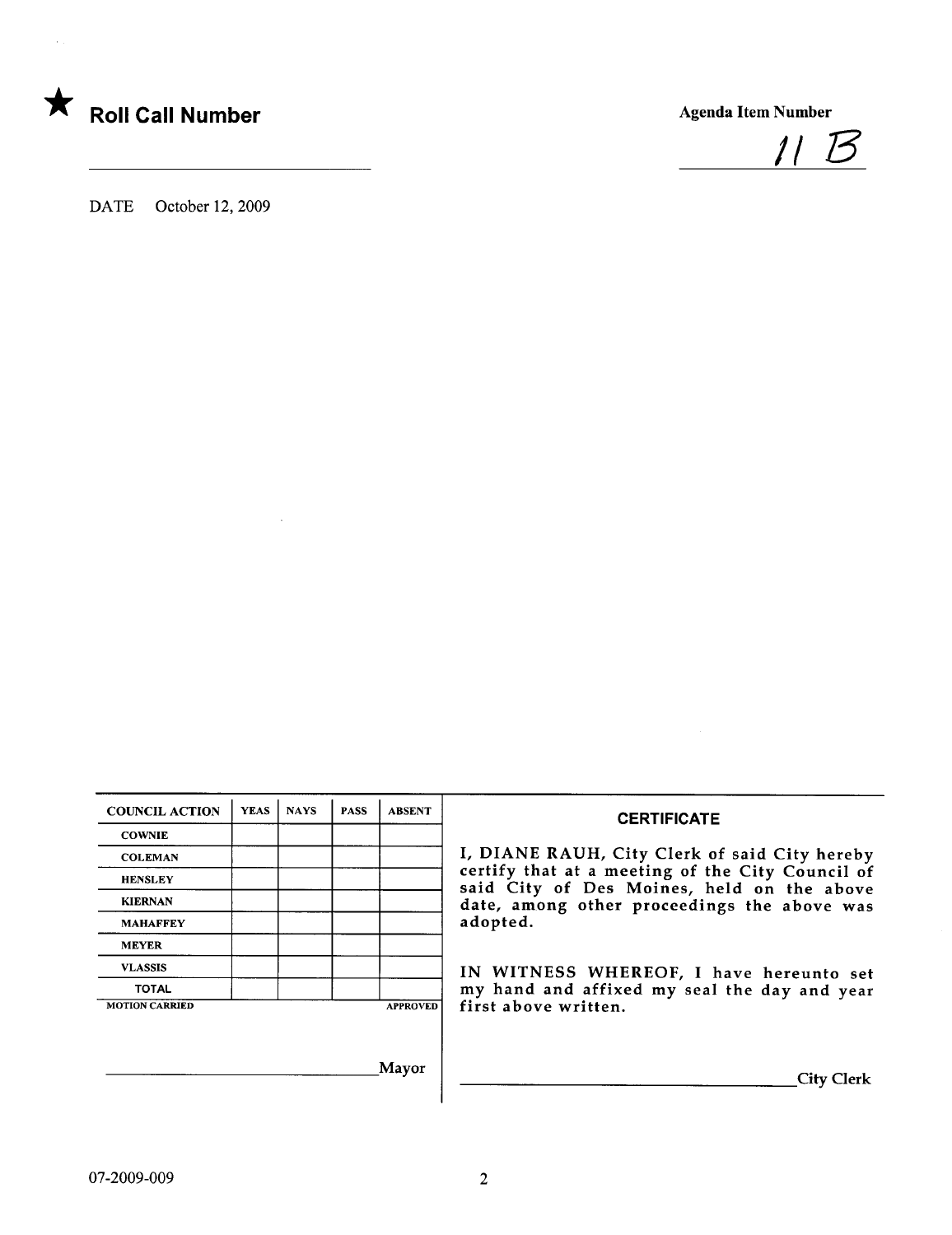★ **Roll Call Number**

_______________________

**Agenda Item Number**

11 B

DATE October 12, 2009

| COUNCIL ACTION | YEAS | NAYS | PASS | ABSENT |
|---|---|---|---|---|
| COWNIE | | | | |
| COLEMAN | | | | |
| HENSLEY | | | | |
| KIERNAN | | | | |
| MAHAFFEY | | | | |
| MEYER | | | | |
| VLASSIS | | | | |
| TOTAL | | | | |

MOTION CARRIED APPROVED

_______________________Mayor

**CERTIFICATE**

I, DIANE RAUH, City Clerk of said City hereby certify that at a meeting of the City Council of said City of Des Moines, held on the above date, among other proceedings the above was adopted.

IN WITNESS WHEREOF, I have hereunto set my hand and affixed my seal the day and year first above written.

_______________________City Clerk

07-2009-009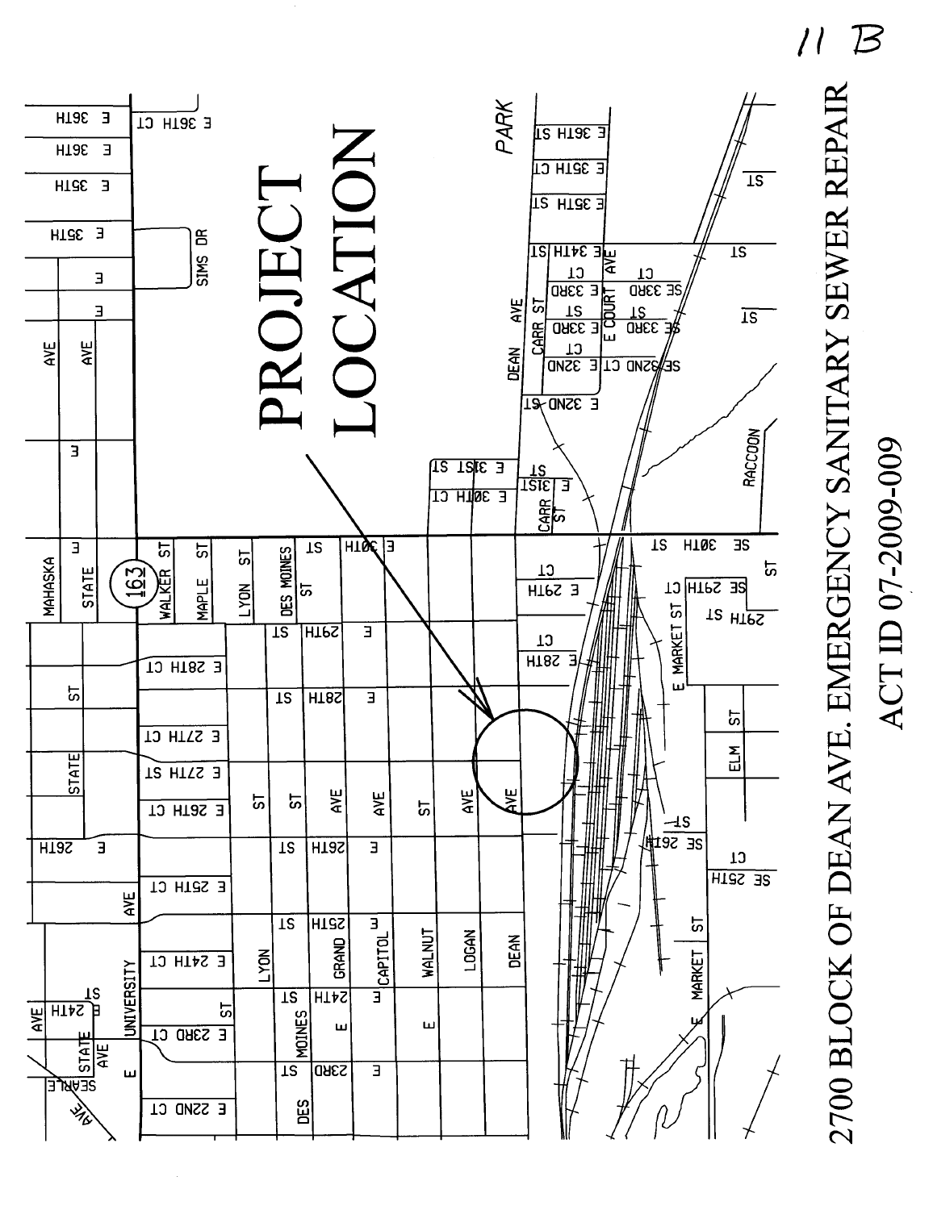11 B

# 2700 BLOCK OF DEAN AVE. EMERGENCY SANITARY SEWER REPAIR

## ACT ID 07-2009-009

PROJECT LOCATION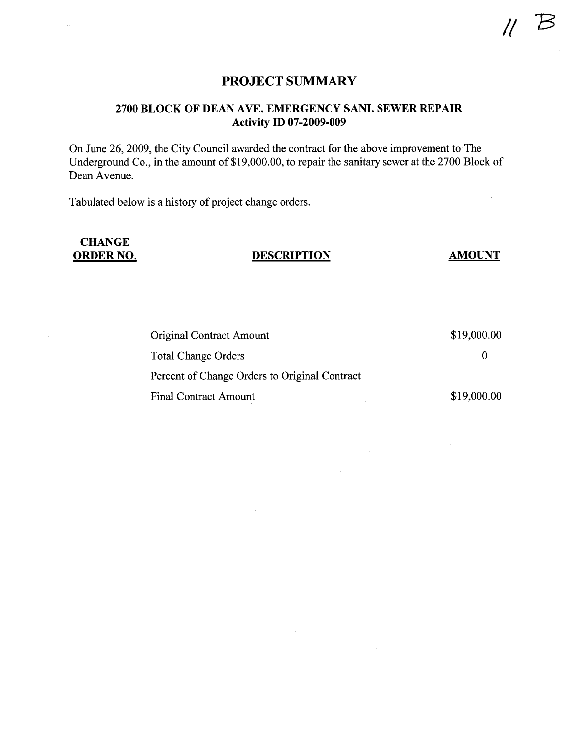11 B

# PROJECT SUMMARY

## 2700 BLOCK OF DEAN AVE. EMERGENCY SANI. SEWER REPAIR
## Activity ID 07-2009-009

On June 26, 2009, the City Council awarded the contract for the above improvement to The Underground Co., in the amount of $19,000.00, to repair the sanitary sewer at the 2700 Block of Dean Avenue.

Tabulated below is a history of project change orders.

| CHANGE ORDER NO. | DESCRIPTION | AMOUNT |
|---|---|---|
| | Original Contract Amount | $19,000.00 |
| | Total Change Orders | 0 |
| | Percent of Change Orders to Original Contract | |
| | Final Contract Amount | $19,000.00 |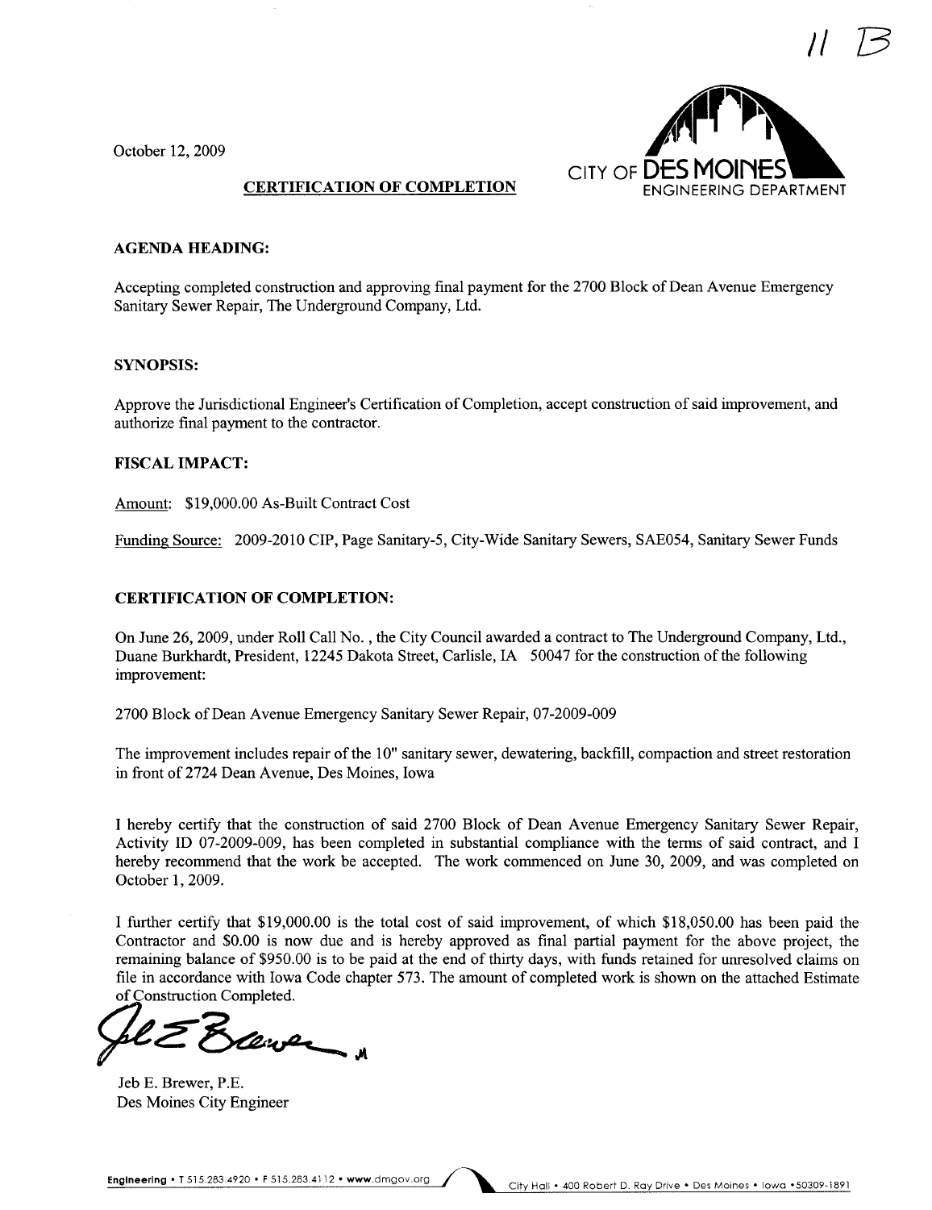11 B

October 12, 2009

CITY OF DES MOINES
ENGINEERING DEPARTMENT

**CERTIFICATION OF COMPLETION**

**AGENDA HEADING:**

Accepting completed construction and approving final payment for the 2700 Block of Dean Avenue Emergency Sanitary Sewer Repair, The Underground Company, Ltd.

**SYNOPSIS:**

Approve the Jurisdictional Engineer's Certification of Completion, accept construction of said improvement, and authorize final payment to the contractor.

**FISCAL IMPACT:**

Amount: $19,000.00 As-Built Contract Cost

Funding Source: 2009-2010 CIP, Page Sanitary-5, City-Wide Sanitary Sewers, SAE054, Sanitary Sewer Funds

**CERTIFICATION OF COMPLETION:**

On June 26, 2009, under Roll Call No. , the City Council awarded a contract to The Underground Company, Ltd., Duane Burkhardt, President, 12245 Dakota Street, Carlisle, IA 50047 for the construction of the following improvement:

2700 Block of Dean Avenue Emergency Sanitary Sewer Repair, 07-2009-009

The improvement includes repair of the 10" sanitary sewer, dewatering, backfill, compaction and street restoration in front of 2724 Dean Avenue, Des Moines, Iowa

I hereby certify that the construction of said 2700 Block of Dean Avenue Emergency Sanitary Sewer Repair, Activity ID 07-2009-009, has been completed in substantial compliance with the terms of said contract, and I hereby recommend that the work be accepted. The work commenced on June 30, 2009, and was completed on October 1, 2009.

I further certify that $19,000.00 is the total cost of said improvement, of which $18,050.00 has been paid the Contractor and $0.00 is now due and is hereby approved as final partial payment for the above project, the remaining balance of $950.00 is to be paid at the end of thirty days, with funds retained for unresolved claims on file in accordance with Iowa Code chapter 573. The amount of completed work is shown on the attached Estimate of Construction Completed.

Jeb E. Brewer, P.E.
Des Moines City Engineer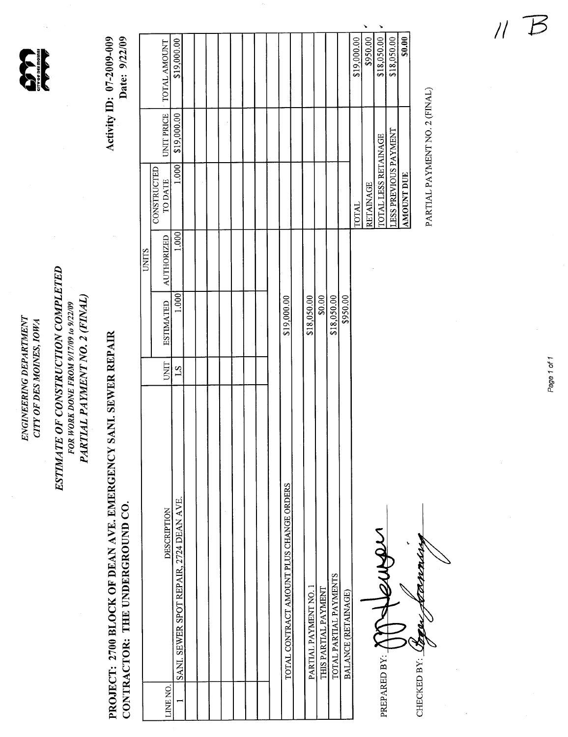11 B

ENGINEERING DEPARTMENT
CITY OF DES MOINES, IOWA

# ESTIMATE OF CONSTRUCTION COMPLETED

*FOR WORK DONE FROM 9/17/09 to 9/22/09*

***PARTIAL PAYMENT NO. 2 (FINAL)***

**PROJECT: 2700 BLOCK OF DEAN AVE. EMERGENCY SANI. SEWER REPAIR**

**CONTRACTOR: THE UNDERGROUND CO.**

**Activity ID: 07-2009-009**

**Date: 9/22/09**

| LINE NO. | DESCRIPTION | UNIT | UNITS | | | UNIT PRICE | TOTAL AMOUNT |
|---|---|---|---|---|---|---|---|
| | | | ESTIMATED | AUTHORIZED | CONSTRUCTED TO DATE | | |
| 1 | SANI. SEWER SPOT REPAIR, 2724 DEAN AVE. | LS | 1.000 | 1.000 | 1.000 | $19,000.00 | $19,000.00 |
| | | | | | | | |
| | TOTAL CONTRACT AMOUNT PLUS CHANGE ORDERS | | $19,000.00 | | | | |
| | | | | | | | |
| | PARTIAL PAYMENT NO.1 | | $18,050.00 | | | | |
| | THIS PARTIAL PAYMENT | | $0.00 | | | | |
| | TOTAL PARTIAL PAYMENTS | | $18,050.00 | | | | |
| | BALANCE (RETAINAGE) | | $950.00 | | | | |
| | | | | | TOTAL | | $19,000.00 |
| | | | | | RETAINAGE | | $950.00 |
| | | | | | TOTAL LESS RETAINAGE | | $18,050.00 |
| | | | | | LESS PREVIOUS PAYMENT | | $18,050.00 |
| | | | | | **AMOUNT DUE** | | **$0.00** |

PARTIAL PAYMENT NO. 2 (FINAL)

PREPARED BY: [signature]

CHECKED BY: [signature]